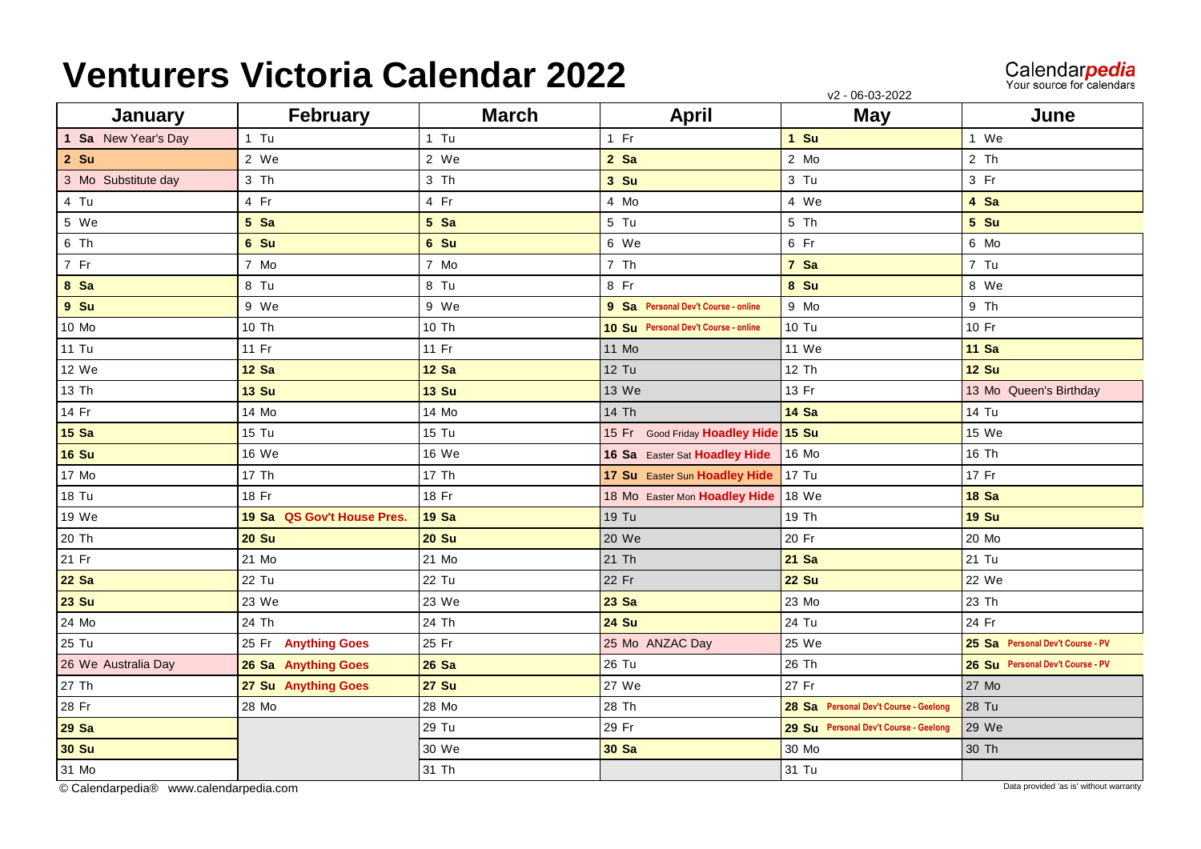# Venturers Victoria Calendar 2022

Calendar*pedia*
Your source for calendars

v2 - 06-03-2022

| January | February | March | April | May | June |
|---|---|---|---|---|---|
| **1 Sa** New Year's Day | 1 Tu | 1 Tu | 1 Fr | **1 Su** | 1 We |
| **2 Su** | 2 We | 2 We | **2 Sa** | 2 Mo | 2 Th |
| 3 Mo Substitute day | 3 Th | 3 Th | **3 Su** | 3 Tu | 3 Fr |
| 4 Tu | 4 Fr | 4 Fr | 4 Mo | 4 We | **4 Sa** |
| 5 We | **5 Sa** | **5 Sa** | 5 Tu | 5 Th | **5 Su** |
| 6 Th | **6 Su** | **6 Su** | 6 We | 6 Fr | 6 Mo |
| 7 Fr | 7 Mo | 7 Mo | 7 Th | **7 Sa** | 7 Tu |
| **8 Sa** | 8 Tu | 8 Tu | 8 Fr | **8 Su** | 8 We |
| **9 Su** | 9 We | 9 We | **9 Sa** **Personal Dev't Course - online** | 9 Mo | 9 Th |
| 10 Mo | 10 Th | 10 Th | **10 Su** **Personal Dev't Course - online** | 10 Tu | 10 Fr |
| 11 Tu | 11 Fr | 11 Fr | 11 Mo | 11 We | **11 Sa** |
| 12 We | **12 Sa** | **12 Sa** | 12 Tu | 12 Th | **12 Su** |
| 13 Th | **13 Su** | **13 Su** | 13 We | 13 Fr | 13 Mo Queen's Birthday |
| 14 Fr | 14 Mo | 14 Mo | 14 Th | **14 Sa** | 14 Tu |
| **15 Sa** | 15 Tu | 15 Tu | 15 Fr Good Friday **Hoadley Hide** | **15 Su** | 15 We |
| **16 Su** | 16 We | 16 We | **16 Sa** Easter Sat **Hoadley Hide** | 16 Mo | 16 Th |
| 17 Mo | 17 Th | 17 Th | **17 Su** Easter Sun **Hoadley Hide** | 17 Tu | 17 Fr |
| 18 Tu | 18 Fr | 18 Fr | 18 Mo Easter Mon **Hoadley Hide** | 18 We | **18 Sa** |
| 19 We | **19 Sa** **QS Gov't House Pres.** | **19 Sa** | 19 Tu | 19 Th | **19 Su** |
| 20 Th | **20 Su** | **20 Su** | 20 We | 20 Fr | 20 Mo |
| 21 Fr | 21 Mo | 21 Mo | 21 Th | **21 Sa** | 21 Tu |
| **22 Sa** | 22 Tu | 22 Tu | 22 Fr | **22 Su** | 22 We |
| **23 Su** | 23 We | 23 We | **23 Sa** | 23 Mo | 23 Th |
| 24 Mo | 24 Th | 24 Th | **24 Su** | 24 Tu | 24 Fr |
| 25 Tu | 25 Fr **Anything Goes** | 25 Fr | 25 Mo ANZAC Day | 25 We | **25 Sa** **Personal Dev't Course - PV** |
| 26 We Australia Day | **26 Sa** **Anything Goes** | **26 Sa** | 26 Tu | 26 Th | **26 Su** **Personal Dev't Course - PV** |
| 27 Th | **27 Su** **Anything Goes** | **27 Su** | 27 We | 27 Fr | 27 Mo |
| 28 Fr | 28 Mo | 28 Mo | 28 Th | **28 Sa** **Personal Dev't Course - Geelong** | 28 Tu |
| **29 Sa** | | 29 Tu | 29 Fr | **29 Su** **Personal Dev't Course - Geelong** | 29 We |
| **30 Su** | | 30 We | **30 Sa** | 30 Mo | 30 Th |
| 31 Mo | | 31 Th | | 31 Tu | |

© Calendarpedia® www.calendarpedia.com

Data provided 'as is' without warranty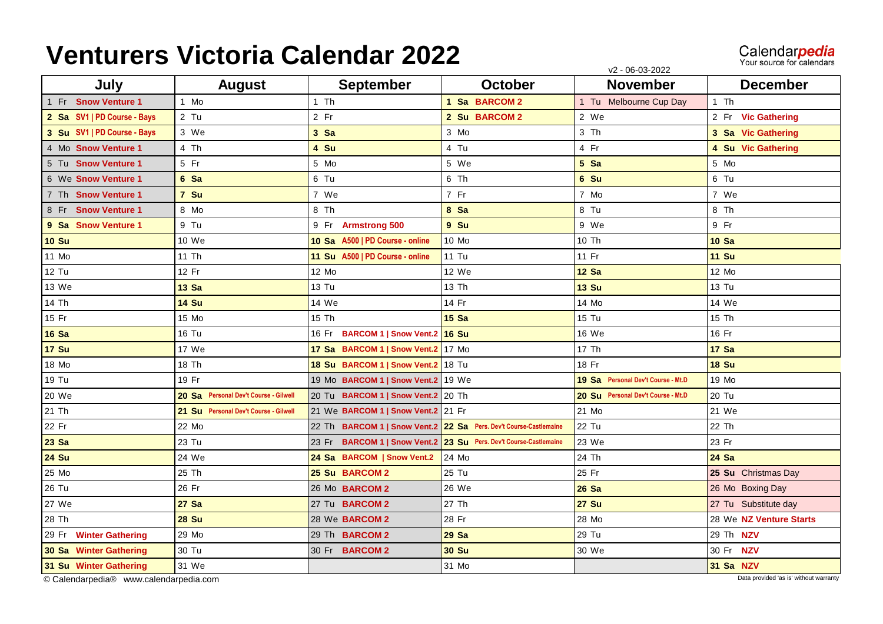# Venturers Victoria Calendar 2022

Calendarpedia
Your source for calendars

v2 - 06-03-2022

| July | August | September | October | November | December |
|---|---|---|---|---|---|
| 1 Fr Snow Venture 1 | 1 Mo | 1 Th | 1 Sa BARCOM 2 | 1 Tu Melbourne Cup Day | 1 Th |
| 2 Sa SV1 \| PD Course - Bays | 2 Tu | 2 Fr | 2 Su BARCOM 2 | 2 We | 2 Fr Vic Gathering |
| 3 Su SV1 \| PD Course - Bays | 3 We | 3 Sa | 3 Mo | 3 Th | 3 Sa Vic Gathering |
| 4 Mo Snow Venture 1 | 4 Th | 4 Su | 4 Tu | 4 Fr | 4 Su Vic Gathering |
| 5 Tu Snow Venture 1 | 5 Fr | 5 Mo | 5 We | 5 Sa | 5 Mo |
| 6 We Snow Venture 1 | 6 Sa | 6 Tu | 6 Th | 6 Su | 6 Tu |
| 7 Th Snow Venture 1 | 7 Su | 7 We | 7 Fr | 7 Mo | 7 We |
| 8 Fr Snow Venture 1 | 8 Mo | 8 Th | 8 Sa | 8 Tu | 8 Th |
| 9 Sa Snow Venture 1 | 9 Tu | 9 Fr Armstrong 500 | 9 Su | 9 We | 9 Fr |
| 10 Su | 10 We | 10 Sa A500 \| PD Course - online | 10 Mo | 10 Th | 10 Sa |
| 11 Mo | 11 Th | 11 Su A500 \| PD Course - online | 11 Tu | 11 Fr | 11 Su |
| 12 Tu | 12 Fr | 12 Mo | 12 We | 12 Sa | 12 Mo |
| 13 We | 13 Sa | 13 Tu | 13 Th | 13 Su | 13 Tu |
| 14 Th | 14 Su | 14 We | 14 Fr | 14 Mo | 14 We |
| 15 Fr | 15 Mo | 15 Th | 15 Sa | 15 Tu | 15 Th |
| 16 Sa | 16 Tu | 16 Fr BARCOM 1 \| Snow Vent.2 | 16 Su | 16 We | 16 Fr |
| 17 Su | 17 We | 17 Sa BARCOM 1 \| Snow Vent.2 | 17 Mo | 17 Th | 17 Sa |
| 18 Mo | 18 Th | 18 Su BARCOM 1 \| Snow Vent.2 | 18 Tu | 18 Fr | 18 Su |
| 19 Tu | 19 Fr | 19 Mo BARCOM 1 \| Snow Vent.2 | 19 We | 19 Sa Personal Dev't Course - Mt.D | 19 Mo |
| 20 We | 20 Sa Personal Dev't Course - Gilwell | 20 Tu BARCOM 1 \| Snow Vent.2 | 20 Th | 20 Su Personal Dev't Course - Mt.D | 20 Tu |
| 21 Th | 21 Su Personal Dev't Course - Gilwell | 21 We BARCOM 1 \| Snow Vent.2 | 21 Fr | 21 Mo | 21 We |
| 22 Fr | 22 Mo | 22 Th BARCOM 1 \| Snow Vent.2 | 22 Sa Pers. Dev't Course-Castlemaine | 22 Tu | 22 Th |
| 23 Sa | 23 Tu | 23 Fr BARCOM 1 \| Snow Vent.2 | 23 Su Pers. Dev't Course-Castlemaine | 23 We | 23 Fr |
| 24 Su | 24 We | 24 Sa BARCOM \| Snow Vent.2 | 24 Mo | 24 Th | 24 Sa |
| 25 Mo | 25 Th | 25 Su BARCOM 2 | 25 Tu | 25 Fr | 25 Su Christmas Day |
| 26 Tu | 26 Fr | 26 Mo BARCOM 2 | 26 We | 26 Sa | 26 Mo Boxing Day |
| 27 We | 27 Sa | 27 Tu BARCOM 2 | 27 Th | 27 Su | 27 Tu Substitute day |
| 28 Th | 28 Su | 28 We BARCOM 2 | 28 Fr | 28 Mo | 28 We NZ Venture Starts |
| 29 Fr Winter Gathering | 29 Mo | 29 Th BARCOM 2 | 29 Sa | 29 Tu | 29 Th NZV |
| 30 Sa Winter Gathering | 30 Tu | 30 Fr BARCOM 2 | 30 Su | 30 We | 30 Fr NZV |
| 31 Su Winter Gathering | 31 We | | 31 Mo | | 31 Sa NZV |

© Calendarpedia® www.calendarpedia.com

Data provided 'as is' without warranty